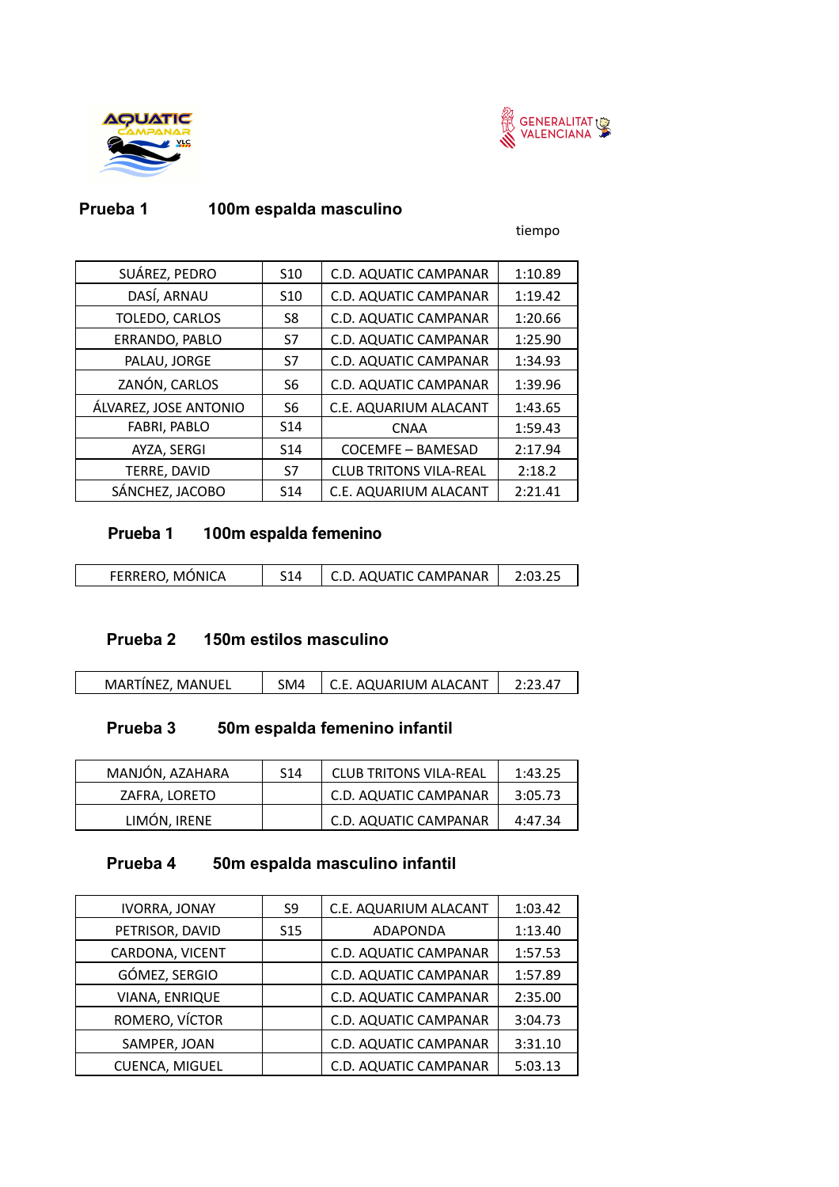## Prueba 1 100m espalda masculino

| | | | tiempo |
|---|---|---|---|
| SUÁREZ, PEDRO | S10 | C.D. AQUATIC CAMPANAR | 1:10.89 |
| DASÍ, ARNAU | S10 | C.D. AQUATIC CAMPANAR | 1:19.42 |
| TOLEDO, CARLOS | S8 | C.D. AQUATIC CAMPANAR | 1:20.66 |
| ERRANDO, PABLO | S7 | C.D. AQUATIC CAMPANAR | 1:25.90 |
| PALAU, JORGE | S7 | C.D. AQUATIC CAMPANAR | 1:34.93 |
| ZANÓN, CARLOS | S6 | C.D. AQUATIC CAMPANAR | 1:39.96 |
| ÁLVAREZ, JOSE ANTONIO | S6 | C.E. AQUARIUM ALACANT | 1:43.65 |
| FABRI, PABLO | S14 | CNAA | 1:59.43 |
| AYZA, SERGI | S14 | COCEMFE – BAMESAD | 2:17.94 |
| TERRE, DAVID | S7 | CLUB TRITONS VILA-REAL | 2:18.2 |
| SÁNCHEZ, JACOBO | S14 | C.E. AQUARIUM ALACANT | 2:21.41 |

## Prueba 1 100m espalda femenino

| | | | |
|---|---|---|---|
| FERRERO, MÓNICA | S14 | C.D. AQUATIC CAMPANAR | 2:03.25 |

## Prueba 2 150m estilos masculino

| | | | |
|---|---|---|---|
| MARTÍNEZ, MANUEL | SM4 | C.E. AQUARIUM ALACANT | 2:23.47 |

## Prueba 3 50m espalda femenino infantil

| | | | |
|---|---|---|---|
| MANJÓN, AZAHARA | S14 | CLUB TRITONS VILA-REAL | 1:43.25 |
| ZAFRA, LORETO | | C.D. AQUATIC CAMPANAR | 3:05.73 |
| LIMÓN, IRENE | | C.D. AQUATIC CAMPANAR | 4:47.34 |

## Prueba 4 50m espalda masculino infantil

| | | | |
|---|---|---|---|
| IVORRA, JONAY | S9 | C.E. AQUARIUM ALACANT | 1:03.42 |
| PETRISOR, DAVID | S15 | ADAPONDA | 1:13.40 |
| CARDONA, VICENT | | C.D. AQUATIC CAMPANAR | 1:57.53 |
| GÓMEZ, SERGIO | | C.D. AQUATIC CAMPANAR | 1:57.89 |
| VIANA, ENRIQUE | | C.D. AQUATIC CAMPANAR | 2:35.00 |
| ROMERO, VÍCTOR | | C.D. AQUATIC CAMPANAR | 3:04.73 |
| SAMPER, JOAN | | C.D. AQUATIC CAMPANAR | 3:31.10 |
| CUENCA, MIGUEL | | C.D. AQUATIC CAMPANAR | 5:03.13 |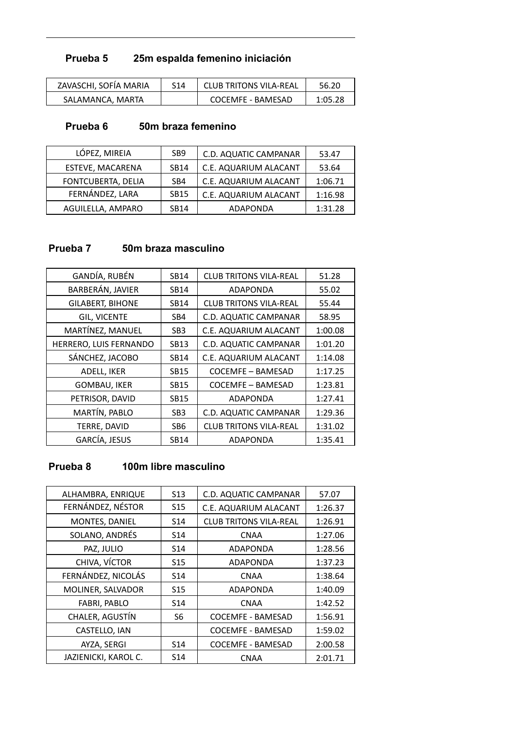### Prueba 5 25m espalda femenino iniciación

| | | | |
|---|---|---|---|
| ZAVASCHI, SOFÍA MARIA | S14 | CLUB TRITONS VILA-REAL | 56.20 |
| SALAMANCA, MARTA | | COCEMFE - BAMESAD | 1:05.28 |

### Prueba 6 50m braza femenino

| | | | |
|---|---|---|---|
| LÓPEZ, MIREIA | SB9 | C.D. AQUATIC CAMPANAR | 53.47 |
| ESTEVE, MACARENA | SB14 | C.E. AQUARIUM ALACANT | 53.64 |
| FONTCUBERTA, DELIA | SB4 | C.E. AQUARIUM ALACANT | 1:06.71 |
| FERNÁNDEZ, LARA | SB15 | C.E. AQUARIUM ALACANT | 1:16.98 |
| AGUILELLA, AMPARO | SB14 | ADAPONDA | 1:31.28 |

### Prueba 7 50m braza masculino

| | | | |
|---|---|---|---|
| GANDÍA, RUBÉN | SB14 | CLUB TRITONS VILA-REAL | 51.28 |
| BARBERÁN, JAVIER | SB14 | ADAPONDA | 55.02 |
| GILABERT, BIHONE | SB14 | CLUB TRITONS VILA-REAL | 55.44 |
| GIL, VICENTE | SB4 | C.D. AQUATIC CAMPANAR | 58.95 |
| MARTÍNEZ, MANUEL | SB3 | C.E. AQUARIUM ALACANT | 1:00.08 |
| HERRERO, LUIS FERNANDO | SB13 | C.D. AQUATIC CAMPANAR | 1:01.20 |
| SÁNCHEZ, JACOBO | SB14 | C.E. AQUARIUM ALACANT | 1:14.08 |
| ADELL, IKER | SB15 | COCEMFE – BAMESAD | 1:17.25 |
| GOMBAU, IKER | SB15 | COCEMFE – BAMESAD | 1:23.81 |
| PETRISOR, DAVID | SB15 | ADAPONDA | 1:27.41 |
| MARTÍN, PABLO | SB3 | C.D. AQUATIC CAMPANAR | 1:29.36 |
| TERRE, DAVID | SB6 | CLUB TRITONS VILA-REAL | 1:31.02 |
| GARCÍA, JESUS | SB14 | ADAPONDA | 1:35.41 |

### Prueba 8 100m libre masculino

| | | | |
|---|---|---|---|
| ALHAMBRA, ENRIQUE | S13 | C.D. AQUATIC CAMPANAR | 57.07 |
| FERNÁNDEZ, NÉSTOR | S15 | C.E. AQUARIUM ALACANT | 1:26.37 |
| MONTES, DANIEL | S14 | CLUB TRITONS VILA-REAL | 1:26.91 |
| SOLANO, ANDRÉS | S14 | CNAA | 1:27.06 |
| PAZ, JULIO | S14 | ADAPONDA | 1:28.56 |
| CHIVA, VÍCTOR | S15 | ADAPONDA | 1:37.23 |
| FERNÁNDEZ, NICOLÁS | S14 | CNAA | 1:38.64 |
| MOLINER, SALVADOR | S15 | ADAPONDA | 1:40.09 |
| FABRI, PABLO | S14 | CNAA | 1:42.52 |
| CHALER, AGUSTÍN | S6 | COCEMFE - BAMESAD | 1:56.91 |
| CASTELLO, IAN | | COCEMFE - BAMESAD | 1:59.02 |
| AYZA, SERGI | S14 | COCEMFE - BAMESAD | 2:00.58 |
| JAZIENICKI, KAROL C. | S14 | CNAA | 2:01.71 |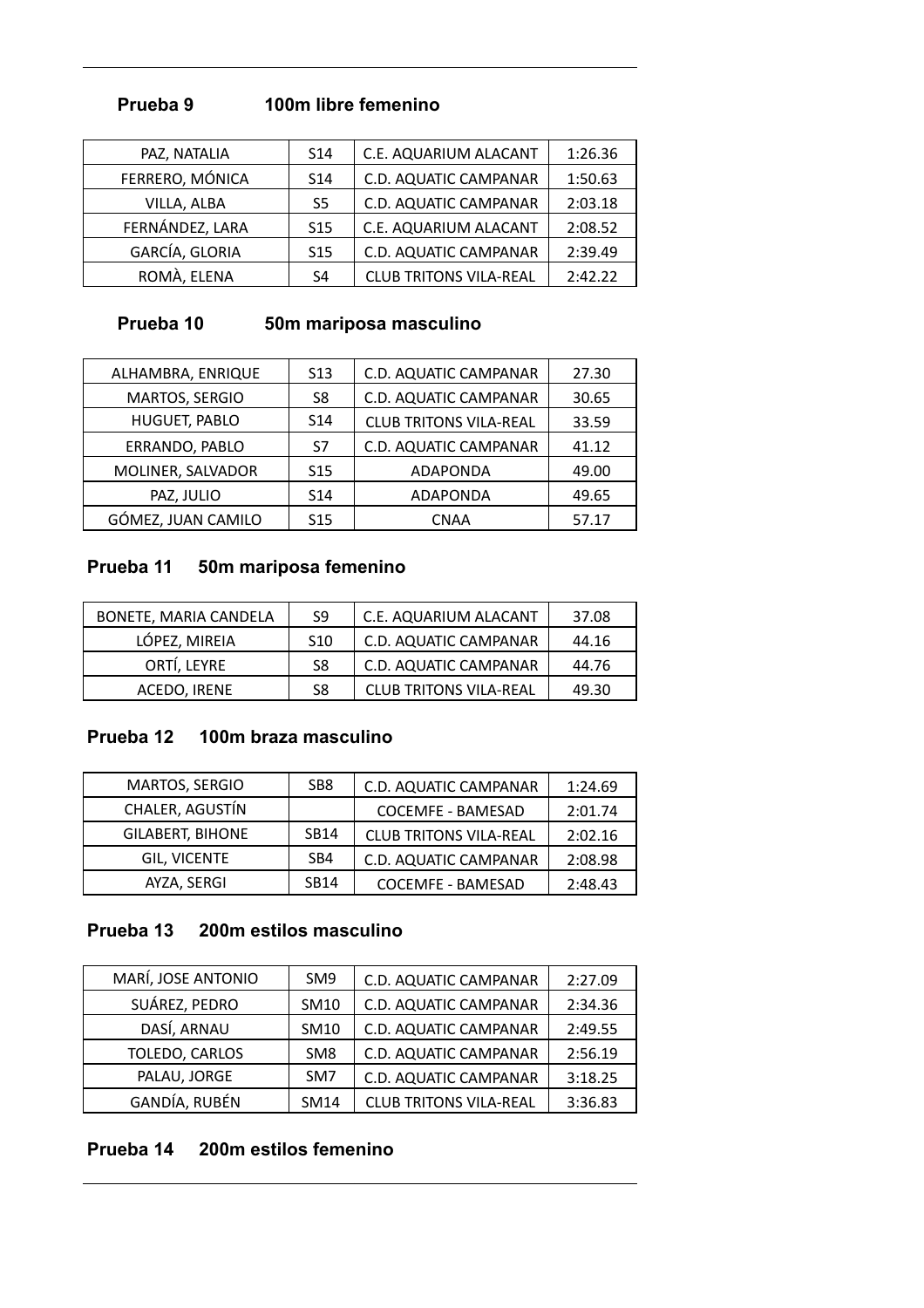### Prueba 9 100m libre femenino

| | | | |
|---|---|---|---|
| PAZ, NATALIA | S14 | C.E. AQUARIUM ALACANT | 1:26.36 |
| FERRERO, MÓNICA | S14 | C.D. AQUATIC CAMPANAR | 1:50.63 |
| VILLA, ALBA | S5 | C.D. AQUATIC CAMPANAR | 2:03.18 |
| FERNÁNDEZ, LARA | S15 | C.E. AQUARIUM ALACANT | 2:08.52 |
| GARCÍA, GLORIA | S15 | C.D. AQUATIC CAMPANAR | 2:39.49 |
| ROMÀ, ELENA | S4 | CLUB TRITONS VILA-REAL | 2:42.22 |

### Prueba 10 50m mariposa masculino

| | | | |
|---|---|---|---|
| ALHAMBRA, ENRIQUE | S13 | C.D. AQUATIC CAMPANAR | 27.30 |
| MARTOS, SERGIO | S8 | C.D. AQUATIC CAMPANAR | 30.65 |
| HUGUET, PABLO | S14 | CLUB TRITONS VILA-REAL | 33.59 |
| ERRANDO, PABLO | S7 | C.D. AQUATIC CAMPANAR | 41.12 |
| MOLINER, SALVADOR | S15 | ADAPONDA | 49.00 |
| PAZ, JULIO | S14 | ADAPONDA | 49.65 |
| GÓMEZ, JUAN CAMILO | S15 | CNAA | 57.17 |

### Prueba 11 50m mariposa femenino

| | | | |
|---|---|---|---|
| BONETE, MARIA CANDELA | S9 | C.E. AQUARIUM ALACANT | 37.08 |
| LÓPEZ, MIREIA | S10 | C.D. AQUATIC CAMPANAR | 44.16 |
| ORTÍ, LEYRE | S8 | C.D. AQUATIC CAMPANAR | 44.76 |
| ACEDO, IRENE | S8 | CLUB TRITONS VILA-REAL | 49.30 |

### Prueba 12 100m braza masculino

| | | | |
|---|---|---|---|
| MARTOS, SERGIO | SB8 | C.D. AQUATIC CAMPANAR | 1:24.69 |
| CHALER, AGUSTÍN | | COCEMFE - BAMESAD | 2:01.74 |
| GILABERT, BIHONE | SB14 | CLUB TRITONS VILA-REAL | 2:02.16 |
| GIL, VICENTE | SB4 | C.D. AQUATIC CAMPANAR | 2:08.98 |
| AYZA, SERGI | SB14 | COCEMFE - BAMESAD | 2:48.43 |

### Prueba 13 200m estilos masculino

| | | | |
|---|---|---|---|
| MARÍ, JOSE ANTONIO | SM9 | C.D. AQUATIC CAMPANAR | 2:27.09 |
| SUÁREZ, PEDRO | SM10 | C.D. AQUATIC CAMPANAR | 2:34.36 |
| DASÍ, ARNAU | SM10 | C.D. AQUATIC CAMPANAR | 2:49.55 |
| TOLEDO, CARLOS | SM8 | C.D. AQUATIC CAMPANAR | 2:56.19 |
| PALAU, JORGE | SM7 | C.D. AQUATIC CAMPANAR | 3:18.25 |
| GANDÍA, RUBÉN | SM14 | CLUB TRITONS VILA-REAL | 3:36.83 |

### Prueba 14 200m estilos femenino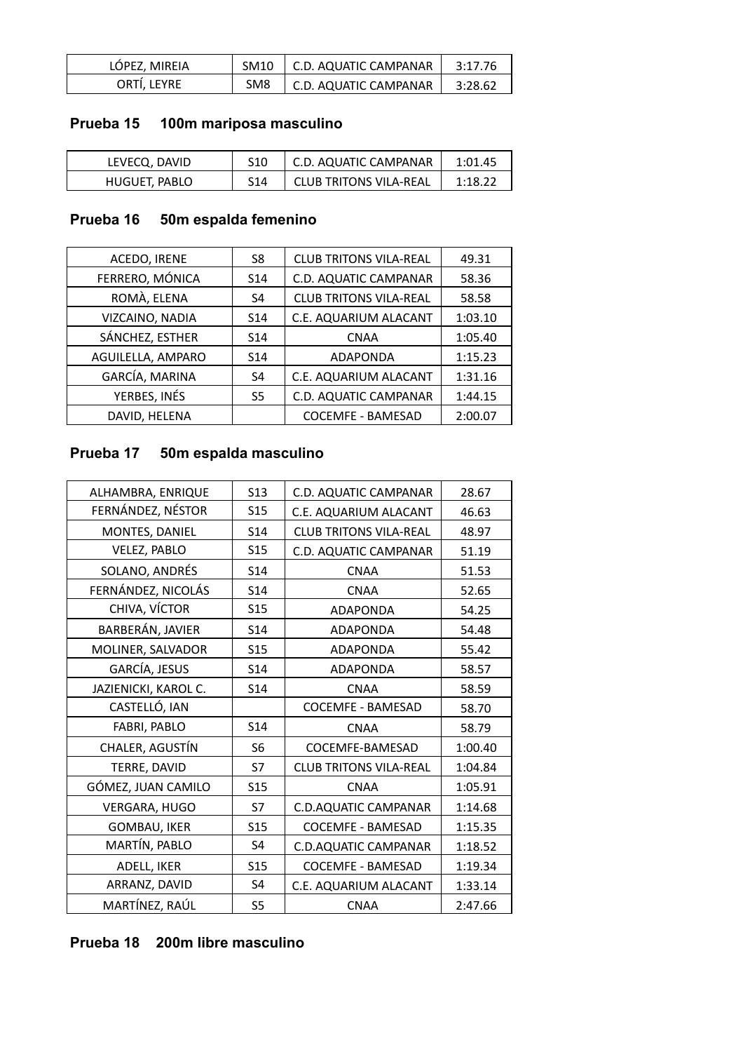| LÓPEZ, MIREIA | SM10 | C.D. AQUATIC CAMPANAR | 3:17.76 |
| --- | --- | --- | --- |
| ORTÍ, LEYRE | SM8 | C.D. AQUATIC CAMPANAR | 3:28.62 |

### Prueba 15 100m mariposa masculino

| LEVECQ, DAVID | S10 | C.D. AQUATIC CAMPANAR | 1:01.45 |
| --- | --- | --- | --- |
| HUGUET, PABLO | S14 | CLUB TRITONS VILA-REAL | 1:18.22 |

### Prueba 16 50m espalda femenino

| ACEDO, IRENE | S8 | CLUB TRITONS VILA-REAL | 49.31 |
| --- | --- | --- | --- |
| FERRERO, MÓNICA | S14 | C.D. AQUATIC CAMPANAR | 58.36 |
| ROMÀ, ELENA | S4 | CLUB TRITONS VILA-REAL | 58.58 |
| VIZCAINO, NADIA | S14 | C.E. AQUARIUM ALACANT | 1:03.10 |
| SÁNCHEZ, ESTHER | S14 | CNAA | 1:05.40 |
| AGUILELLA, AMPARO | S14 | ADAPONDA | 1:15.23 |
| GARCÍA, MARINA | S4 | C.E. AQUARIUM ALACANT | 1:31.16 |
| YERBES, INÉS | S5 | C.D. AQUATIC CAMPANAR | 1:44.15 |
| DAVID, HELENA | | COCEMFE - BAMESAD | 2:00.07 |

### Prueba 17 50m espalda masculino

| ALHAMBRA, ENRIQUE | S13 | C.D. AQUATIC CAMPANAR | 28.67 |
| --- | --- | --- | --- |
| FERNÁNDEZ, NÉSTOR | S15 | C.E. AQUARIUM ALACANT | 46.63 |
| MONTES, DANIEL | S14 | CLUB TRITONS VILA-REAL | 48.97 |
| VELEZ, PABLO | S15 | C.D. AQUATIC CAMPANAR | 51.19 |
| SOLANO, ANDRÉS | S14 | CNAA | 51.53 |
| FERNÁNDEZ, NICOLÁS | S14 | CNAA | 52.65 |
| CHIVA, VÍCTOR | S15 | ADAPONDA | 54.25 |
| BARBERÁN, JAVIER | S14 | ADAPONDA | 54.48 |
| MOLINER, SALVADOR | S15 | ADAPONDA | 55.42 |
| GARCÍA, JESUS | S14 | ADAPONDA | 58.57 |
| JAZIENICKI, KAROL C. | S14 | CNAA | 58.59 |
| CASTELLÓ, IAN | | COCEMFE - BAMESAD | 58.70 |
| FABRI, PABLO | S14 | CNAA | 58.79 |
| CHALER, AGUSTÍN | S6 | COCEMFE-BAMESAD | 1:00.40 |
| TERRE, DAVID | S7 | CLUB TRITONS VILA-REAL | 1:04.84 |
| GÓMEZ, JUAN CAMILO | S15 | CNAA | 1:05.91 |
| VERGARA, HUGO | S7 | C.D.AQUATIC CAMPANAR | 1:14.68 |
| GOMBAU, IKER | S15 | COCEMFE - BAMESAD | 1:15.35 |
| MARTÍN, PABLO | S4 | C.D.AQUATIC CAMPANAR | 1:18.52 |
| ADELL, IKER | S15 | COCEMFE - BAMESAD | 1:19.34 |
| ARRANZ, DAVID | S4 | C.E. AQUARIUM ALACANT | 1:33.14 |
| MARTÍNEZ, RAÚL | S5 | CNAA | 2:47.66 |

### Prueba 18 200m libre masculino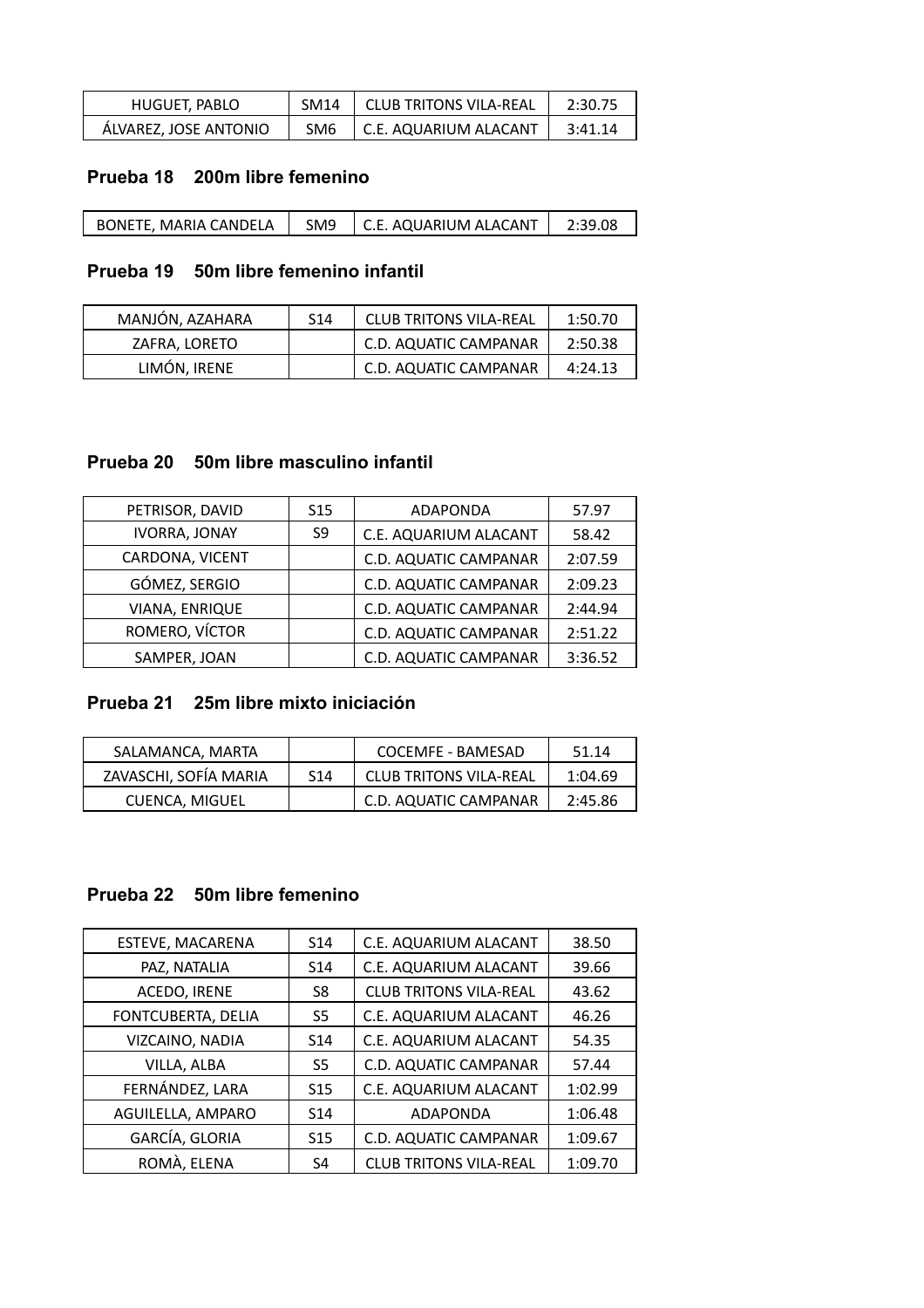| HUGUET, PABLO | SM14 | CLUB TRITONS VILA-REAL | 2:30.75 |
| --- | --- | --- | --- |
| ÁLVAREZ, JOSE ANTONIO | SM6 | C.E. AQUARIUM ALACANT | 3:41.14 |

## Prueba 18 200m libre femenino

| BONETE, MARIA CANDELA | SM9 | C.E. AQUARIUM ALACANT | 2:39.08 |
| --- | --- | --- | --- |

## Prueba 19 50m libre femenino infantil

| MANJÓN, AZAHARA | S14 | CLUB TRITONS VILA-REAL | 1:50.70 |
| --- | --- | --- | --- |
| ZAFRA, LORETO | | C.D. AQUATIC CAMPANAR | 2:50.38 |
| LIMÓN, IRENE | | C.D. AQUATIC CAMPANAR | 4:24.13 |

## Prueba 20 50m libre masculino infantil

| PETRISOR, DAVID | S15 | ADAPONDA | 57.97 |
| --- | --- | --- | --- |
| IVORRA, JONAY | S9 | C.E. AQUARIUM ALACANT | 58.42 |
| CARDONA, VICENT | | C.D. AQUATIC CAMPANAR | 2:07.59 |
| GÓMEZ, SERGIO | | C.D. AQUATIC CAMPANAR | 2:09.23 |
| VIANA, ENRIQUE | | C.D. AQUATIC CAMPANAR | 2:44.94 |
| ROMERO, VÍCTOR | | C.D. AQUATIC CAMPANAR | 2:51.22 |
| SAMPER, JOAN | | C.D. AQUATIC CAMPANAR | 3:36.52 |

## Prueba 21 25m libre mixto iniciación

| SALAMANCA, MARTA | | COCEMFE - BAMESAD | 51.14 |
| --- | --- | --- | --- |
| ZAVASCHI, SOFÍA MARIA | S14 | CLUB TRITONS VILA-REAL | 1:04.69 |
| CUENCA, MIGUEL | | C.D. AQUATIC CAMPANAR | 2:45.86 |

## Prueba 22 50m libre femenino

| ESTEVE, MACARENA | S14 | C.E. AQUARIUM ALACANT | 38.50 |
| --- | --- | --- | --- |
| PAZ, NATALIA | S14 | C.E. AQUARIUM ALACANT | 39.66 |
| ACEDO, IRENE | S8 | CLUB TRITONS VILA-REAL | 43.62 |
| FONTCUBERTA, DELIA | S5 | C.E. AQUARIUM ALACANT | 46.26 |
| VIZCAINO, NADIA | S14 | C.E. AQUARIUM ALACANT | 54.35 |
| VILLA, ALBA | S5 | C.D. AQUATIC CAMPANAR | 57.44 |
| FERNÁNDEZ, LARA | S15 | C.E. AQUARIUM ALACANT | 1:02.99 |
| AGUILELLA, AMPARO | S14 | ADAPONDA | 1:06.48 |
| GARCÍA, GLORIA | S15 | C.D. AQUATIC CAMPANAR | 1:09.67 |
| ROMÀ, ELENA | S4 | CLUB TRITONS VILA-REAL | 1:09.70 |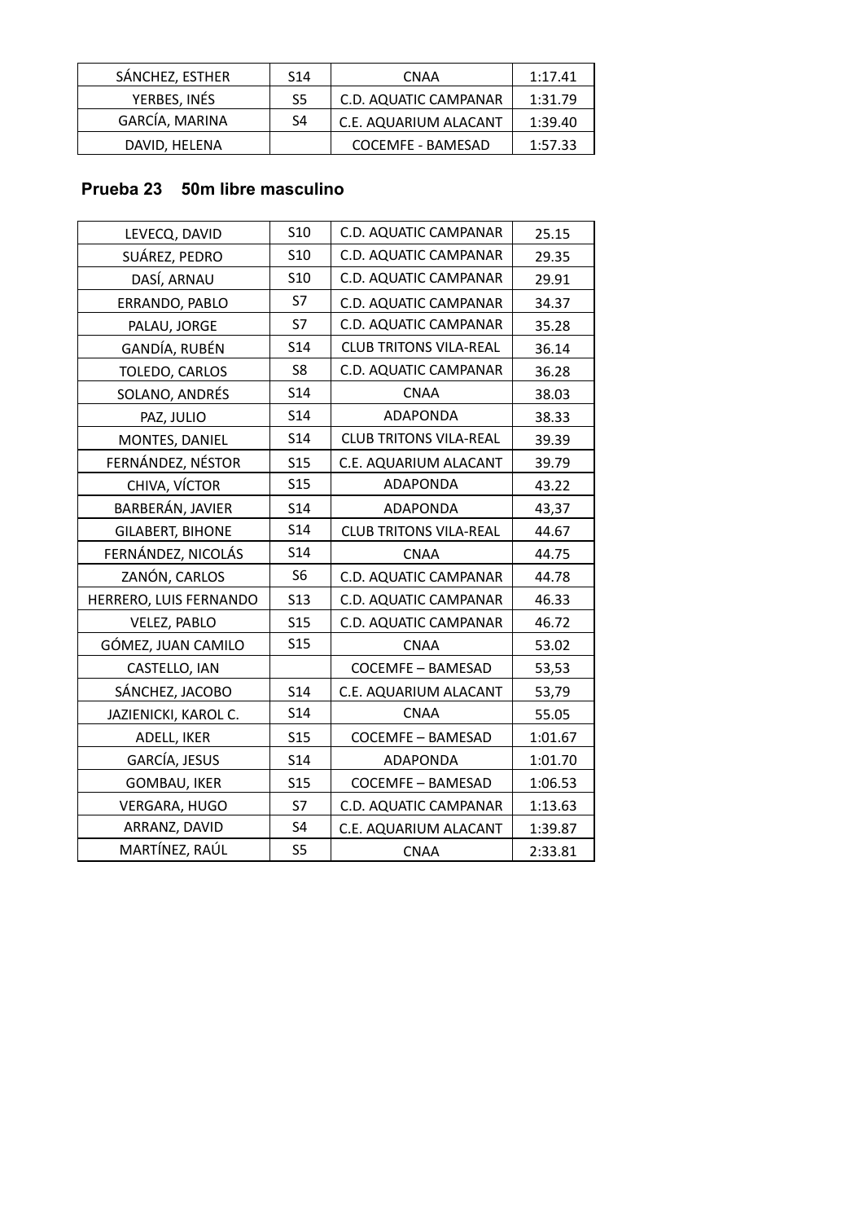| | | | |
|---|---|---|---|
| SÁNCHEZ, ESTHER | S14 | CNAA | 1:17.41 |
| YERBES, INÉS | S5 | C.D. AQUATIC CAMPANAR | 1:31.79 |
| GARCÍA, MARINA | S4 | C.E. AQUARIUM ALACANT | 1:39.40 |
| DAVID, HELENA | | COCEMFE - BAMESAD | 1:57.33 |

**Prueba 23 50m libre masculino**

| | | | |
|---|---|---|---|
| LEVECQ, DAVID | S10 | C.D. AQUATIC CAMPANAR | 25.15 |
| SUÁREZ, PEDRO | S10 | C.D. AQUATIC CAMPANAR | 29.35 |
| DASÍ, ARNAU | S10 | C.D. AQUATIC CAMPANAR | 29.91 |
| ERRANDO, PABLO | S7 | C.D. AQUATIC CAMPANAR | 34.37 |
| PALAU, JORGE | S7 | C.D. AQUATIC CAMPANAR | 35.28 |
| GANDÍA, RUBÉN | S14 | CLUB TRITONS VILA-REAL | 36.14 |
| TOLEDO, CARLOS | S8 | C.D. AQUATIC CAMPANAR | 36.28 |
| SOLANO, ANDRÉS | S14 | CNAA | 38.03 |
| PAZ, JULIO | S14 | ADAPONDA | 38.33 |
| MONTES, DANIEL | S14 | CLUB TRITONS VILA-REAL | 39.39 |
| FERNÁNDEZ, NÉSTOR | S15 | C.E. AQUARIUM ALACANT | 39.79 |
| CHIVA, VÍCTOR | S15 | ADAPONDA | 43.22 |
| BARBERÁN, JAVIER | S14 | ADAPONDA | 43,37 |
| GILABERT, BIHONE | S14 | CLUB TRITONS VILA-REAL | 44.67 |
| FERNÁNDEZ, NICOLÁS | S14 | CNAA | 44.75 |
| ZANÓN, CARLOS | S6 | C.D. AQUATIC CAMPANAR | 44.78 |
| HERRERO, LUIS FERNANDO | S13 | C.D. AQUATIC CAMPANAR | 46.33 |
| VELEZ, PABLO | S15 | C.D. AQUATIC CAMPANAR | 46.72 |
| GÓMEZ, JUAN CAMILO | S15 | CNAA | 53.02 |
| CASTELLO, IAN | | COCEMFE – BAMESAD | 53,53 |
| SÁNCHEZ, JACOBO | S14 | C.E. AQUARIUM ALACANT | 53,79 |
| JAZIENICKI, KAROL C. | S14 | CNAA | 55.05 |
| ADELL, IKER | S15 | COCEMFE – BAMESAD | 1:01.67 |
| GARCÍA, JESUS | S14 | ADAPONDA | 1:01.70 |
| GOMBAU, IKER | S15 | COCEMFE – BAMESAD | 1:06.53 |
| VERGARA, HUGO | S7 | C.D. AQUATIC CAMPANAR | 1:13.63 |
| ARRANZ, DAVID | S4 | C.E. AQUARIUM ALACANT | 1:39.87 |
| MARTÍNEZ, RAÚL | S5 | CNAA | 2:33.81 |